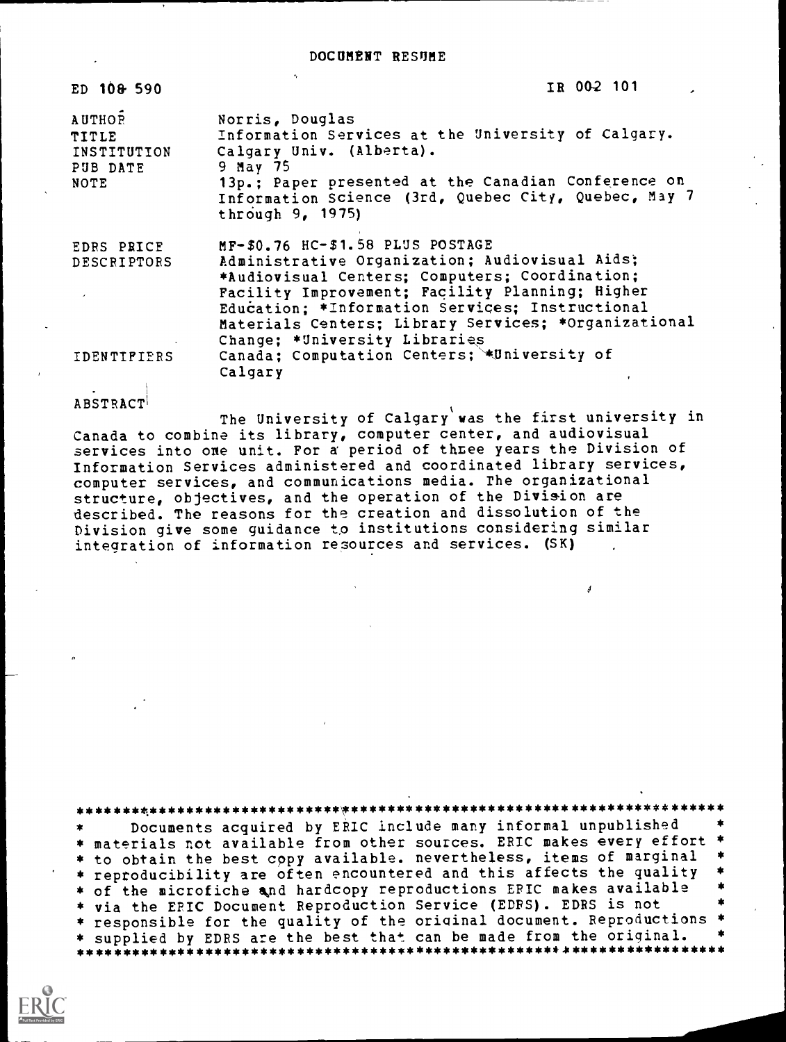# DOCUMENT RESUME

| | |
|---|---|
| ED 108 590 | IR 002 101 |
| AUTHOR | Norris, Douglas |
| TITLE | Information Services at the University of Calgary. |
| INSTITUTION | Calgary Univ. (Alberta). |
| PUB DATE | 9 May 75 |
| NOTE | 13p.; Paper presented at the Canadian Conference on Information Science (3rd, Quebec City, Quebec, May 7 through 9, 1975) |
| EDRS PRICE | MF-$0.76 HC-$1.58 PLUS POSTAGE |
| DESCRIPTORS | Administrative Organization; Audiovisual Aids; *Audiovisual Centers; Computers; Coordination; Facility Improvement; Facility Planning; Higher Education; *Information Services; Instructional Materials Centers; Library Services; *Organizational Change; *University Libraries |
| IDENTIFIERS | Canada; Computation Centers; *University of Calgary |

ABSTRACT

The University of Calgary was the first university in Canada to combine its library, computer center, and audiovisual services into one unit. For a period of three years the Division of Information Services administered and coordinated library services, computer services, and communications media. The organizational structure, objectives, and the operation of the Division are described. The reasons for the creation and dissolution of the Division give some guidance to institutions considering similar integration of information resources and services. (SK)

***********************************************************************
* Documents acquired by ERIC include many informal unpublished *
* materials not available from other sources. ERIC makes every effort *
* to obtain the best copy available. nevertheless, items of marginal *
* reproducibility are often encountered and this affects the quality *
* of the microfiche and hardcopy reproductions ERIC makes available *
* via the ERIC Document Reproduction Service (EDRS). EDRS is not *
* responsible for the quality of the original document. Reproductions *
* supplied by EDRS are the best that can be made from the original. *
***********************************************************************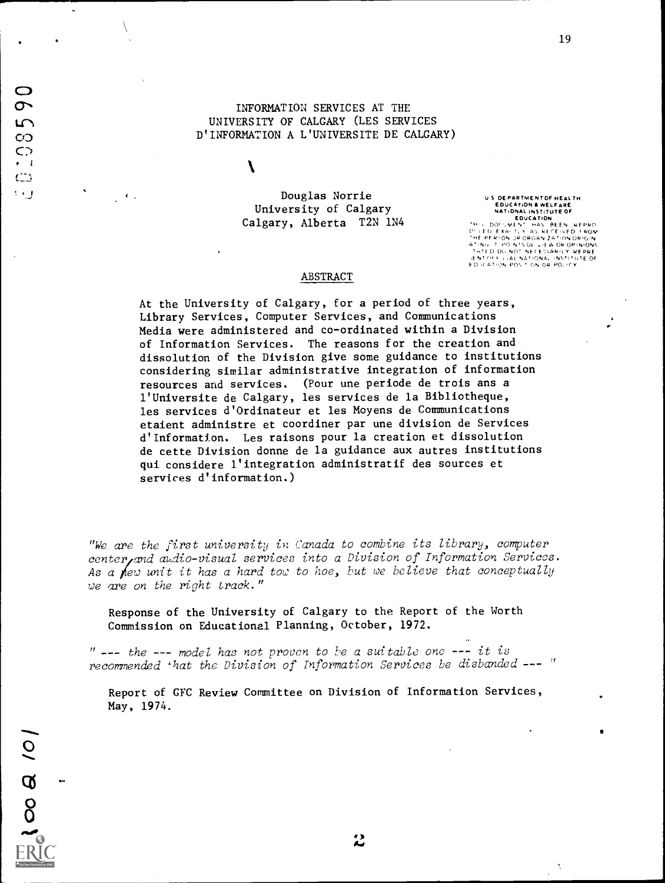# INFORMATION SERVICES AT THE UNIVERSITY OF CALGARY (LES SERVICES D'INFORMATION A L'UNIVERSITE DE CALGARY)

Douglas Norrie
University of Calgary
Calgary, Alberta T2N 1N4

U S DEPARTMENT OF HEALTH EDUCATION & WELFARE NATIONAL INSTITUTE OF EDUCATION
THIS DOCUMENT HAS BEEN REPRODUCED EXACTLY AS RECEIVED FROM THE PERSON OR ORGANIZATION ORIGINATING IT. POINTS OF VIEW OR OPINIONS STATED DO NOT NECESSARILY REPRESENT OFFICIAL NATIONAL INSTITUTE OF EDUCATION POSITION OR POLICY

## ABSTRACT

At the University of Calgary, for a period of three years, Library Services, Computer Services, and Communications Media were administered and co-ordinated within a Division of Information Services. The reasons for the creation and dissolution of the Division give some guidance to institutions considering similar administrative integration of information resources and services. (Pour une periode de trois ans a l'Universite de Calgary, les services de la Bibliotheque, les services d'Ordinateur et les Moyens de Communications etaient administre et coordiner par une division de Services d'Information. Les raisons pour la creation et dissolution de cette Division donne de la guidance aux autres institutions qui considere l'integration administratif des sources et services d'information.)

*"We are the first university in Canada to combine its library, computer center, and audio-visual services into a Division of Information Services. As a new unit it has a hard row to hoe, but we believe that conceptually we are on the right track."*

Response of the University of Calgary to the Report of the Worth Commission on Educational Planning, October, 1972.

*" --- the --- model has not proven to be a suitable one --- it is recommended that the Division of Information Services be disbanded --- "*

Report of GFC Review Committee on Division of Information Services, May, 1974.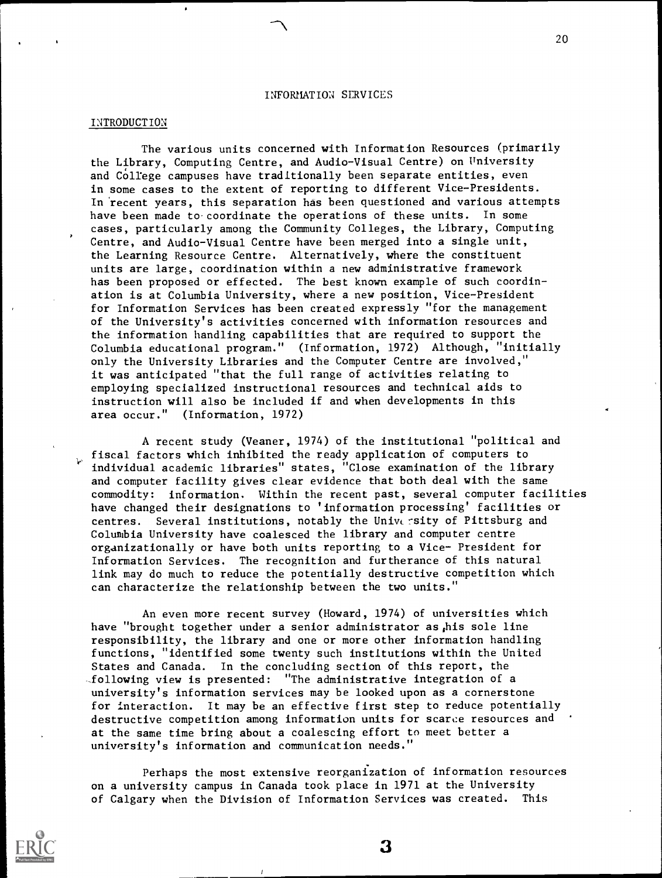# INFORMATION SERVICES

## INTRODUCTION

The various units concerned with Information Resources (primarily the Library, Computing Centre, and Audio-Visual Centre) on University and College campuses have traditionally been separate entities, even in some cases to the extent of reporting to different Vice-Presidents. In recent years, this separation has been questioned and various attempts have been made to coordinate the operations of these units. In some cases, particularly among the Community Colleges, the Library, Computing Centre, and Audio-Visual Centre have been merged into a single unit, the Learning Resource Centre. Alternatively, where the constituent units are large, coordination within a new administrative framework has been proposed or effected. The best known example of such coordination is at Columbia University, where a new position, Vice-President for Information Services has been created expressly "for the management of the University's activities concerned with information resources and the information handling capabilities that are required to support the Columbia educational program." (Information, 1972) Although, "initially only the University Libraries and the Computer Centre are involved," it was anticipated "that the full range of activities relating to employing specialized instructional resources and technical aids to instruction will also be included if and when developments in this area occur." (Information, 1972)

A recent study (Veaner, 1974) of the institutional "political and fiscal factors which inhibited the ready application of computers to individual academic libraries" states, "Close examination of the library and computer facility gives clear evidence that both deal with the same commodity: information. Within the recent past, several computer facilities have changed their designations to 'information processing' facilities or centres. Several institutions, notably the University of Pittsburg and Columbia University have coalesced the library and computer centre organizationally or have both units reporting to a Vice- President for Information Services. The recognition and furtherance of this natural link may do much to reduce the potentially destructive competition which can characterize the relationship between the two units."

An even more recent survey (Howard, 1974) of universities which have "brought together under a senior administrator as his sole line responsibility, the library and one or more other information handling functions, "identified some twenty such institutions within the United States and Canada. In the concluding section of this report, the following view is presented: "The administrative integration of a university's information services may be looked upon as a cornerstone for interaction. It may be an effective first step to reduce potentially destructive competition among information units for scarce resources and at the same time bring about a coalescing effort to meet better a university's information and communication needs."

Perhaps the most extensive reorganization of information resources on a university campus in Canada took place in 1971 at the University of Calgary when the Division of Information Services was created. This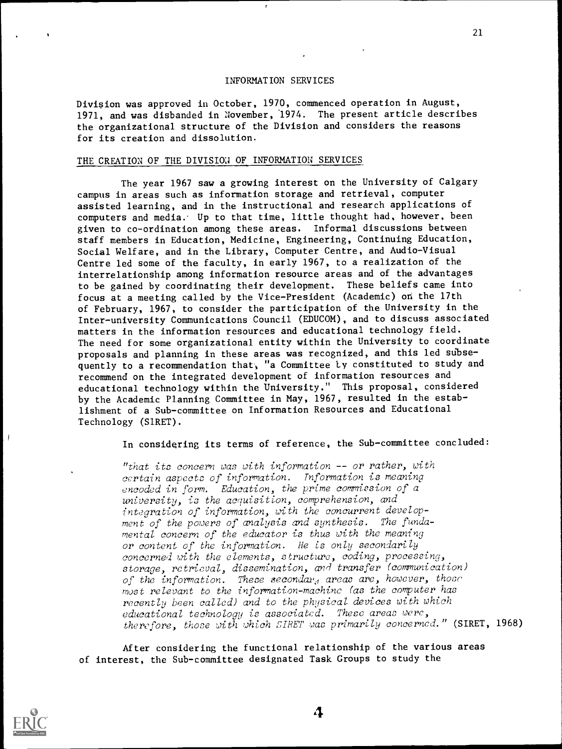Division was approved in October, 1970, commenced operation in August, 1971, and was disbanded in November, 1974. The present article describes the organizational structure of the Division and considers the reasons for its creation and dissolution.

## THE CREATION OF THE DIVISION OF INFORMATION SERVICES

The year 1967 saw a growing interest on the University of Calgary campus in areas such as information storage and retrieval, computer assisted learning, and in the instructional and research applications of computers and media. Up to that time, little thought had, however, been given to co-ordination among these areas. Informal discussions between staff members in Education, Medicine, Engineering, Continuing Education, Social Welfare, and in the Library, Computer Centre, and Audio-Visual Centre led some of the faculty, in early 1967, to a realization of the interrelationship among information resource areas and of the advantages to be gained by coordinating their development. These beliefs came into focus at a meeting called by the Vice-President (Academic) on the 17th of February, 1967, to consider the participation of the University in the Inter-university Communications Council (EDUCOM), and to discuss associated matters in the information resources and educational technology field. The need for some organizational entity within the University to coordinate proposals and planning in these areas was recognized, and this led subsequently to a recommendation that, "a Committee by constituted to study and recommend on the integrated development of information resources and educational technology within the University." This proposal, considered by the Academic Planning Committee in May, 1967, resulted in the establishment of a Sub-committee on Information Resources and Educational Technology (SIRET).

In considering its terms of reference, the Sub-committee concluded:

> *"that its concern was with information -- or rather, with certain aspects of information. Information is meaning encoded in form. Education, the prime commission of a university, is the acquisition, comprehension, and integration of information, with the concurrent development of the powers of analysis and synthesis. The fundamental concern of the educator is thus with the meaning or content of the information. He is only secondarily concerned with the elements, structure, coding, processing, storage, retrieval, dissemination, and transfer (communication) of the information. These secondary areas are, however, those most relevant to the information-machine (as the computer has recently been called) and to the physical devices with which educational technology is associated. These areas were, therefore, those with which SIRET was primarily concerned."* (SIRET, 1968)

After considering the functional relationship of the various areas of interest, the Sub-committee designated Task Groups to study the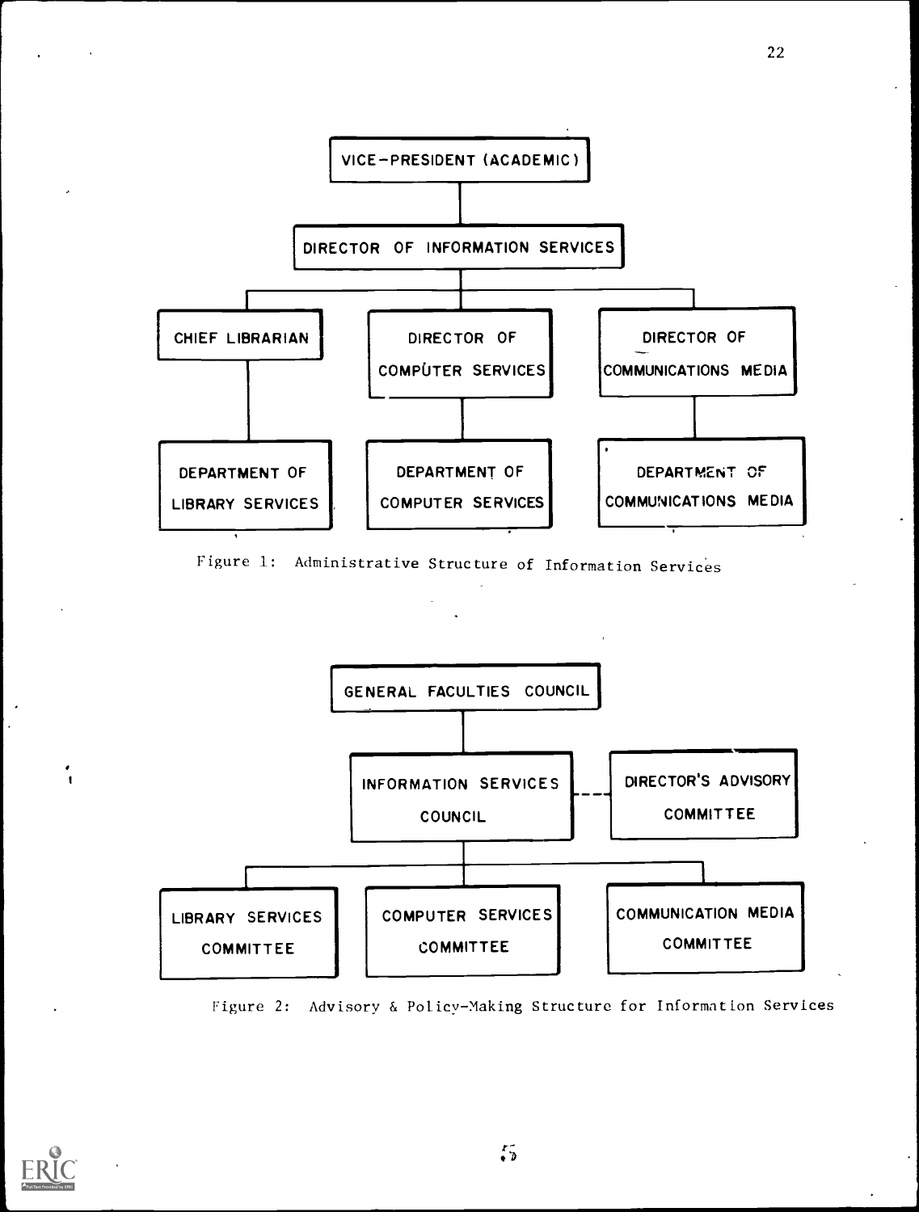VICE-PRESIDENT (ACADEMIC)

DIRECTOR OF INFORMATION SERVICES

| CHIEF LIBRARIAN | DIRECTOR OF COMPUTER SERVICES | DIRECTOR OF COMMUNICATIONS MEDIA |
|---|---|---|
| DEPARTMENT OF LIBRARY SERVICES | DEPARTMENT OF COMPUTER SERVICES | DEPARTMENT OF COMMUNICATIONS MEDIA |

Figure 1: Administrative Structure of Information Services

GENERAL FACULTIES COUNCIL

INFORMATION SERVICES COUNCIL - - - DIRECTOR'S ADVISORY COMMITTEE

| LIBRARY SERVICES COMMITTEE | COMPUTER SERVICES COMMITTEE | COMMUNICATION MEDIA COMMITTEE |
|---|---|---|

Figure 2: Advisory & Policy-Making Structure for Information Services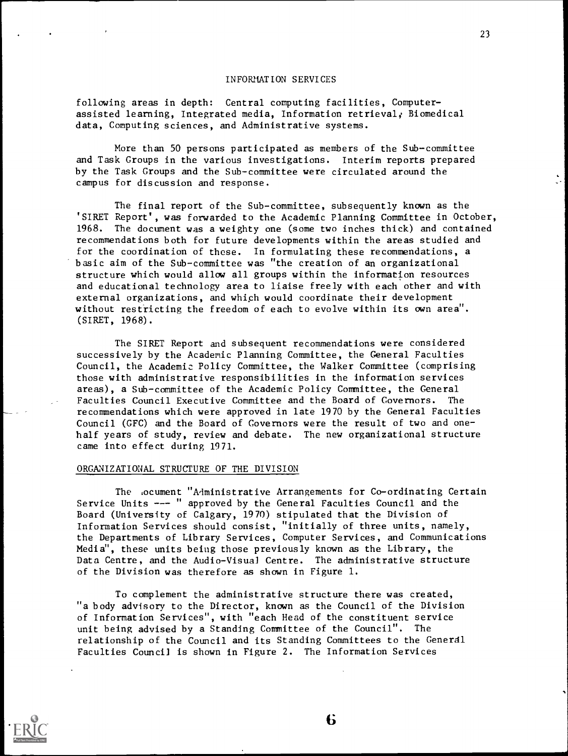following areas in depth: Central computing facilities, Computer-assisted learning, Integrated media, Information retrieval, Biomedical data, Computing sciences, and Administrative systems.

More than 50 persons participated as members of the Sub-committee and Task Groups in the various investigations. Interim reports prepared by the Task Groups and the Sub-committee were circulated around the campus for discussion and response.

The final report of the Sub-committee, subsequently known as the 'SIRET Report', was forwarded to the Academic Planning Committee in October, 1968. The document was a weighty one (some two inches thick) and contained recommendations both for future developments within the areas studied and for the coordination of these. In formulating these recommendations, a basic aim of the Sub-committee was "the creation of an organizational structure which would allow all groups within the information resources and educational technology area to liaise freely with each other and with external organizations, and which would coordinate their development without restricting the freedom of each to evolve within its own area". (SIRET, 1968).

The SIRET Report and subsequent recommendations were considered successively by the Academic Planning Committee, the General Faculties Council, the Academic Policy Committee, the Walker Committee (comprising those with administrative responsibilities in the information services areas), a Sub-committee of the Academic Policy Committee, the General Faculties Council Executive Committee and the Board of Governors. The recommendations which were approved in late 1970 by the General Faculties Council (GFC) and the Board of Governors were the result of two and one-half years of study, review and debate. The new organizational structure came into effect during 1971.

## ORGANIZATIONAL STRUCTURE OF THE DIVISION

The document "Administrative Arrangements for Co-ordinating Certain Service Units --- " approved by the General Faculties Council and the Board (University of Calgary, 1970) stipulated that the Division of Information Services should consist, "initially of three units, namely, the Departments of Library Services, Computer Services, and Communications Media", these units being those previously known as the Library, the Data Centre, and the Audio-Visual Centre. The administrative structure of the Division was therefore as shown in Figure 1.

To complement the administrative structure there was created, "a body advisory to the Director, known as the Council of the Division of Information Services", with "each Head of the constituent service unit being advised by a Standing Committee of the Council". The relationship of the Council and its Standing Committees to the General Faculties Council is shown in Figure 2. The Information Services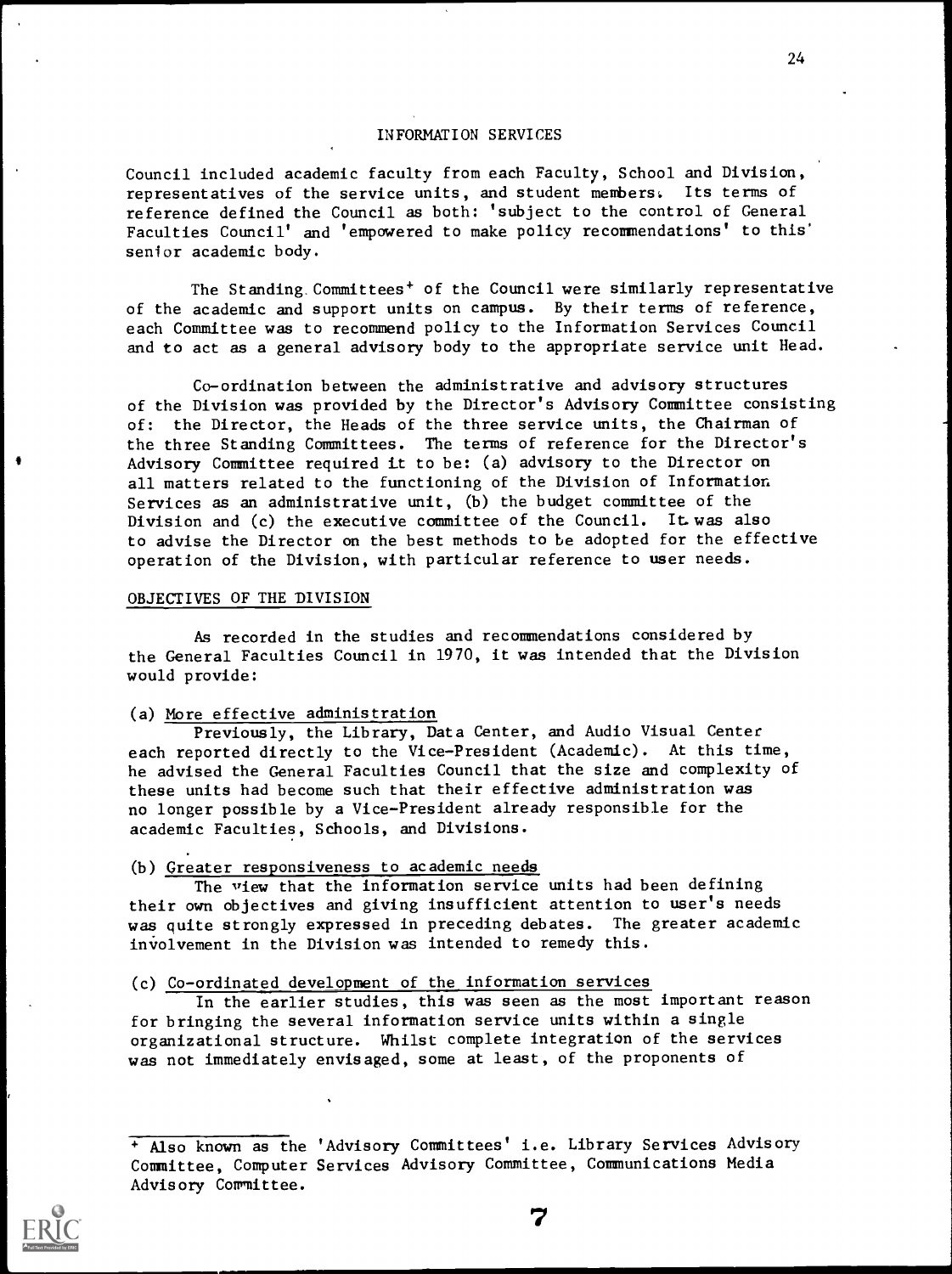Council included academic faculty from each Faculty, School and Division, representatives of the service units, and student members. Its terms of reference defined the Council as both: 'subject to the control of General Faculties Council' and 'empowered to make policy recommendations' to this senior academic body.

The Standing Committees+ of the Council were similarly representative of the academic and support units on campus. By their terms of reference, each Committee was to recommend policy to the Information Services Council and to act as a general advisory body to the appropriate service unit Head.

Co-ordination between the administrative and advisory structures of the Division was provided by the Director's Advisory Committee consisting of: the Director, the Heads of the three service units, the Chairman of the three Standing Committees. The terms of reference for the Director's Advisory Committee required it to be: (a) advisory to the Director on all matters related to the functioning of the Division of Information Services as an administrative unit, (b) the budget committee of the Division and (c) the executive committee of the Council. It was also to advise the Director on the best methods to be adopted for the effective operation of the Division, with particular reference to user needs.

## OBJECTIVES OF THE DIVISION

As recorded in the studies and recommendations considered by the General Faculties Council in 1970, it was intended that the Division would provide:

(a) More effective administration

Previously, the Library, Data Center, and Audio Visual Center each reported directly to the Vice-President (Academic). At this time, he advised the General Faculties Council that the size and complexity of these units had become such that their effective administration was no longer possible by a Vice-President already responsible for the academic Faculties, Schools, and Divisions.

(b) Greater responsiveness to academic needs

The view that the information service units had been defining their own objectives and giving insufficient attention to user's needs was quite strongly expressed in preceding debates. The greater academic involvement in the Division was intended to remedy this.

(c) Co-ordinated development of the information services

In the earlier studies, this was seen as the most important reason for bringing the several information service units within a single organizational structure. Whilst complete integration of the services was not immediately envisaged, some at least, of the proponents of

+ Also known as the 'Advisory Committees' i.e. Library Services Advisory Committee, Computer Services Advisory Committee, Communications Media Advisory Committee.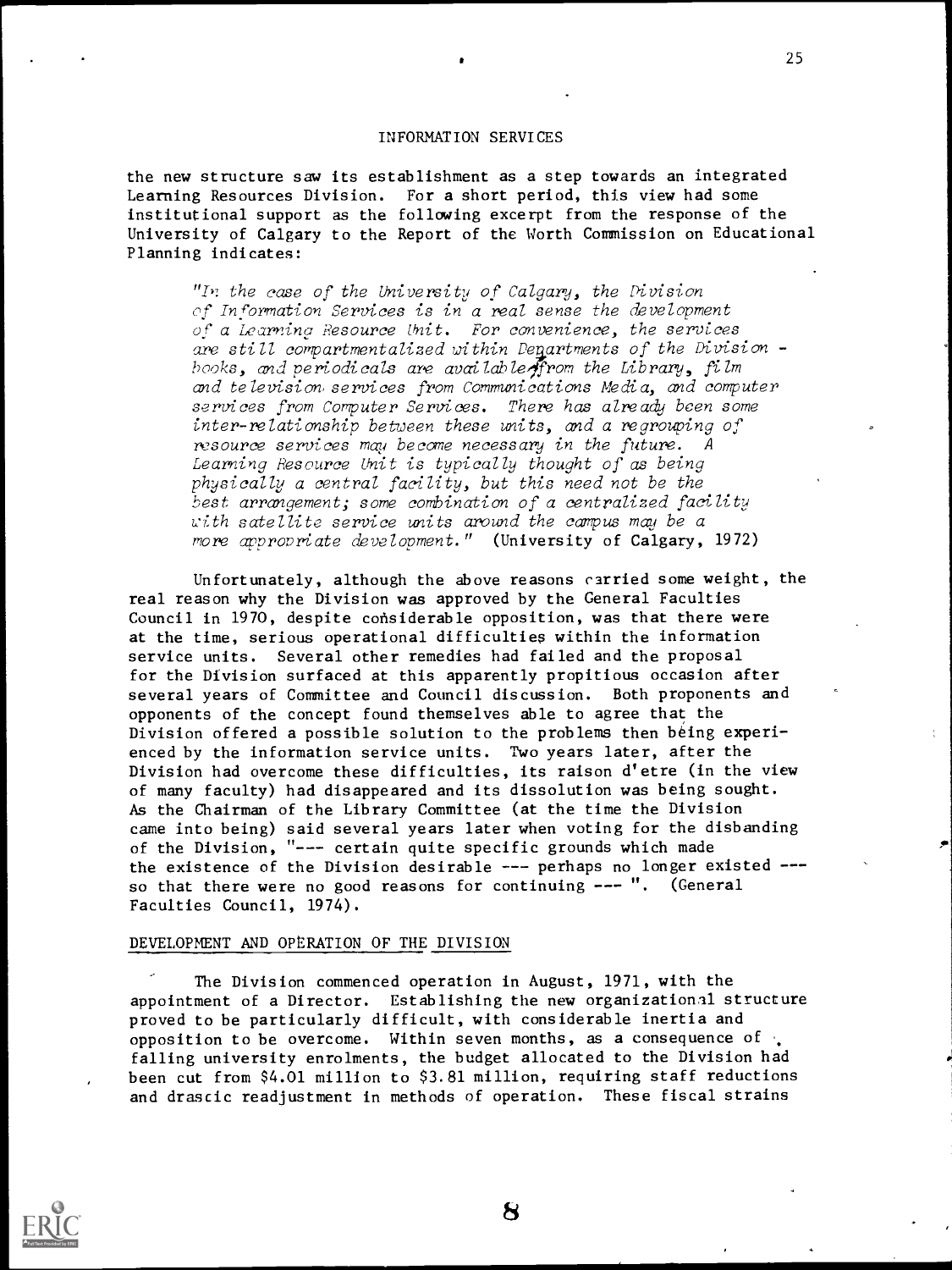the new structure saw its establishment as a step towards an integrated Learning Resources Division. For a short period, this view had some institutional support as the following excerpt from the response of the University of Calgary to the Report of the Worth Commission on Educational Planning indicates:

> "*In the case of the University of Calgary, the Division of Information Services is in a real sense the development of a Learning Resource Unit. For convenience, the services are still compartmentalized within Departments of the Division - books, and periodicals are available from the Library, film and television services from Communications Media, and computer services from Computer Services. There has already been some inter-relationship between these units, and a regrouping of resource services may become necessary in the future. A Learning Resource Unit is typically thought of as being physically a central facility, but this need not be the best arrangement; some combination of a centralized facility with satellite service units around the campus may be a more appropriate development.*" (University of Calgary, 1972)

Unfortunately, although the above reasons carried some weight, the real reason why the Division was approved by the General Faculties Council in 1970, despite considerable opposition, was that there were at the time, serious operational difficulties within the information service units. Several other remedies had failed and the proposal for the Division surfaced at this apparently propitious occasion after several years of Committee and Council discussion. Both proponents and opponents of the concept found themselves able to agree that the Division offered a possible solution to the problems then being experienced by the information service units. Two years later, after the Division had overcome these difficulties, its raison d'etre (in the view of many faculty) had disappeared and its dissolution was being sought. As the Chairman of the Library Committee (at the time the Division came into being) said several years later when voting for the disbanding of the Division, "--- certain quite specific grounds which made the existence of the Division desirable --- perhaps no longer existed --- so that there were no good reasons for continuing --- ". (General Faculties Council, 1974).

## DEVELOPMENT AND OPERATION OF THE DIVISION

The Division commenced operation in August, 1971, with the appointment of a Director. Establishing the new organizational structure proved to be particularly difficult, with considerable inertia and opposition to be overcome. Within seven months, as a consequence of falling university enrolments, the budget allocated to the Division had been cut from \$4.01 million to \$3.81 million, requiring staff reductions and drastic readjustment in methods of operation. These fiscal strains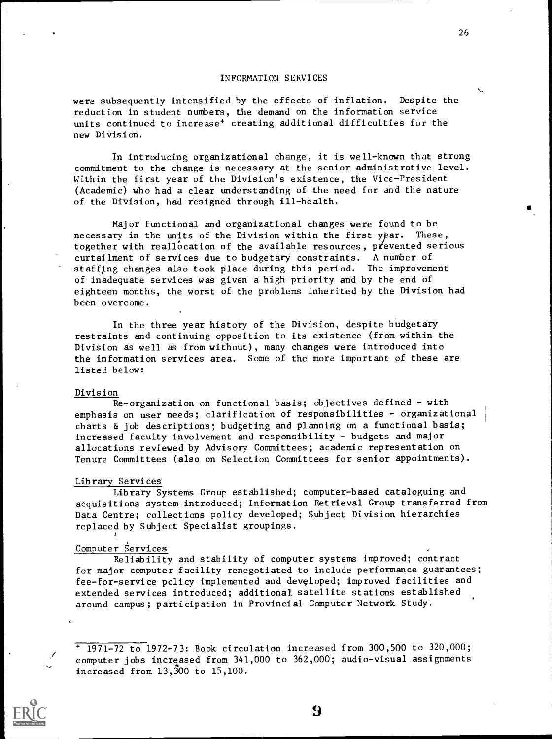were subsequently intensified by the effects of inflation. Despite the reduction in student numbers, the demand on the information service units continued to increase[+] creating additional difficulties for the new Division.

In introducing organizational change, it is well-known that strong commitment to the change is necessary at the senior administrative level. Within the first year of the Division's existence, the Vice-President (Academic) who had a clear understanding of the need for and the nature of the Division, had resigned through ill-health.

Major functional and organizational changes were found to be necessary in the units of the Division within the first year. These, together with reallocation of the available resources, prevented serious curtailment of services due to budgetary constraints. A number of staffing changes also took place during this period. The improvement of inadequate services was given a high priority and by the end of eighteen months, the worst of the problems inherited by the Division had been overcome.

In the three year history of the Division, despite budgetary restraints and continuing opposition to its existence (from within the Division as well as from without), many changes were introduced into the information services area. Some of the more important of these are listed below:

Division

Re-organization on functional basis; objectives defined - with emphasis on user needs; clarification of responsibilities - organizational charts & job descriptions; budgeting and planning on a functional basis; increased faculty involvement and responsibility - budgets and major allocations reviewed by Advisory Committees; academic representation on Tenure Committees (also on Selection Committees for senior appointments).

Library Services

Library Systems Group established; computer-based cataloguing and acquisitions system introduced; Information Retrieval Group transferred from Data Centre; collections policy developed; Subject Division hierarchies replaced by Subject Specialist groupings.

Computer Services

Reliability and stability of computer systems improved; contract for major computer facility renegotiated to include performance guarantees; fee-for-service policy implemented and developed; improved facilities and extended services introduced; additional satellite stations established around campus; participation in Provincial Computer Network Study.

---

[+] 1971-72 to 1972-73: Book circulation increased from 300,500 to 320,000; computer jobs increased from 341,000 to 362,000; audio-visual assignments increased from 13,300 to 15,100.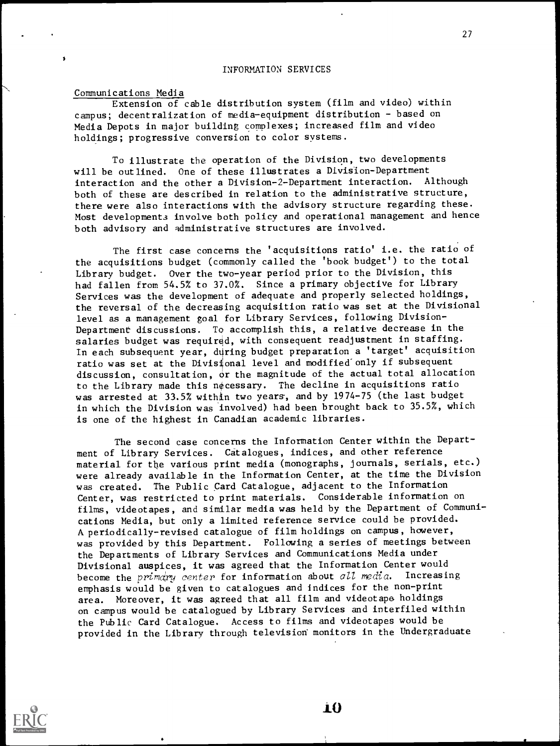## INFORMATION SERVICES

Communications Media

Extension of cable distribution system (film and video) within campus; decentralization of media-equipment distribution - based on Media Depots in major building complexes; increased film and video holdings; progressive conversion to color systems.

To illustrate the operation of the Division, two developments will be outlined. One of these illustrates a Division-Department interaction and the other a Division-2-Department interaction. Although both of these are described in relation to the administrative structure, there were also interactions with the advisory structure regarding these. Most developments involve both policy and operational management and hence both advisory and administrative structures are involved.

The first case concerns the 'acquisitions ratio' i.e. the ratio of the acquisitions budget (commonly called the 'book budget') to the total Library budget. Over the two-year period prior to the Division, this had fallen from 54.5% to 37.0%. Since a primary objective for Library Services was the development of adequate and properly selected holdings, the reversal of the decreasing acquisition ratio was set at the Divisional level as a management goal for Library Services, following Division-Department discussions. To accomplish this, a relative decrease in the salaries budget was required, with consequent readjustment in staffing. In each subsequent year, during budget preparation a 'target' acquisition ratio was set at the Divisional level and modified only if subsequent discussion, consultation, or the magnitude of the actual total allocation to the Library made this necessary. The decline in acquisitions ratio was arrested at 33.5% within two years, and by 1974-75 (the last budget in which the Division was involved) had been brought back to 35.5%, which is one of the highest in Canadian academic libraries.

The second case concerns the Information Center within the Department of Library Services. Catalogues, indices, and other reference material for the various print media (monographs, journals, serials, etc.) were already available in the Information Center, at the time the Division was created. The Public Card Catalogue, adjacent to the Information Center, was restricted to print materials. Considerable information on films, videotapes, and similar media was held by the Department of Communications Media, but only a limited reference service could be provided. A periodically-revised catalogue of film holdings on campus, however, was provided by this Department. Following a series of meetings between the Departments of Library Services and Communications Media under Divisional auspices, it was agreed that the Information Center would become the *primary center* for information about *all media*. Increasing emphasis would be given to catalogues and indices for the non-print area. Moreover, it was agreed that all film and videotape holdings on campus would be catalogued by Library Services and interfiled within the Public Card Catalogue. Access to films and videotapes would be provided in the Library through television monitors in the Undergraduate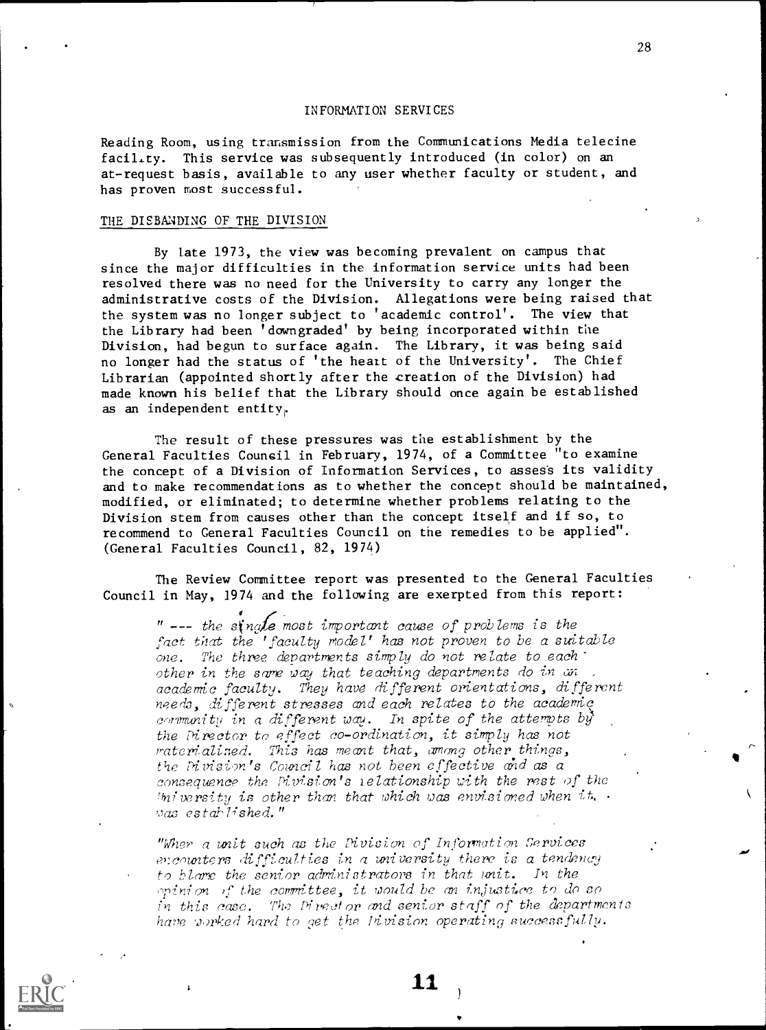Reading Room, using transmission from the Communications Media telecine facility. This service was subsequently introduced (in color) on an at-request basis, available to any user whether faculty or student, and has proven most successful.

## THE DISBANDING OF THE DIVISION

By late 1973, the view was becoming prevalent on campus that since the major difficulties in the information service units had been resolved there was no need for the University to carry any longer the administrative costs of the Division. Allegations were being raised that the system was no longer subject to 'academic control'. The view that the Library had been 'downgraded' by being incorporated within the Division, had begun to surface again. The Library, it was being said no longer had the status of 'the heart of the University'. The Chief Librarian (appointed shortly after the creation of the Division) had made known his belief that the Library should once again be established as an independent entity.

The result of these pressures was the establishment by the General Faculties Council in February, 1974, of a Committee "to examine the concept of a Division of Information Services, to assess its validity and to make recommendations as to whether the concept should be maintained, modified, or eliminated; to determine whether problems relating to the Division stem from causes other than the concept itself and if so, to recommend to General Faculties Council on the remedies to be applied". (General Faculties Council, 82, 1974)

The Review Committee report was presented to the General Faculties Council in May, 1974 and the following are exerpted from this report:

> " --- *the single most important cause of problems is the fact that the 'faculty model' has not proven to be a suitable one. The three departments simply do not relate to each other in the same way that teaching departments do in an academic faculty. They have different orientations, different needs, different stresses and each relates to the academic community in a different way. In spite of the attempts by the Director to effect co-ordination, it simply has not materialized. This has meant that, among other things, the Division's Council has not been effective and as a consequence the Division's relationship with the rest of the University is other than that which was envisioned when it was established.*"

> "*When a unit such as the Division of Information Services encounters difficulties in a university there is a tendency to blame the senior administrators in that unit. In the opinion of the committee, it would be an injustice to do so in this case. The Director and senior staff of the departments have worked hard to get the Division operating successfully.*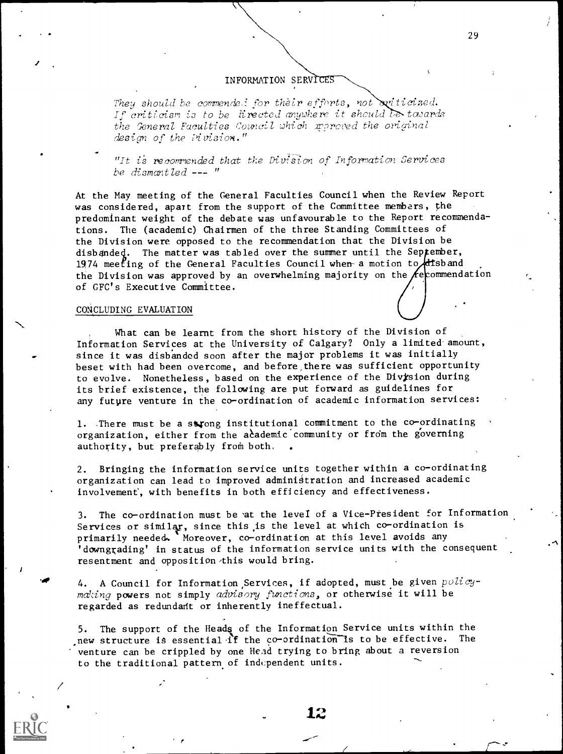INFORMATION SERVICES

*They should be commended for their efforts, not criticized. If criticism is to be directed anywhere it should be towards the General Faculties Council which approved the original design of the Division."*

*"It is recommended that the Division of Information Services be dismantled --- "*

At the May meeting of the General Faculties Council when the Review Report was considered, apart from the support of the Committee members, the predominant weight of the debate was unfavourable to the Report recommendations. The (academic) Chairmen of the three Standing Committees of the Division were opposed to the recommendation that the Division be disbanded. The matter was tabled over the summer until the September, 1974 meeting of the General Faculties Council when a motion to disband the Division was approved by an overwhelming majority on the recommendation of GFC's Executive Committee.

## CONCLUDING EVALUATION

What can be learnt from the short history of the Division of Information Services at the University of Calgary? Only a limited amount, since it was disbanded soon after the major problems it was initially beset with had been overcome, and before there was sufficient opportunity to evolve. Nonetheless, based on the experience of the Division during its brief existence, the following are put forward as guidelines for any future venture in the co-ordination of academic information services:

1. There must be a strong institutional commitment to the co-ordinating organization, either from the academic community or from the governing authority, but preferably from both.

2. Bringing the information service units together within a co-ordinating organization can lead to improved administration and increased academic involvement, with benefits in both efficiency and effectiveness.

3. The co-ordination must be at the level of a Vice-President for Information Services or similar, since this is the level at which co-ordination is primarily needed. Moreover, co-ordination at this level avoids any 'downgrading' in status of the information service units with the consequent resentment and opposition this would bring.

4. A Council for Information Services, if adopted, must be given *policy-making* powers not simply *advisory functions*, or otherwise it will be regarded as redundant or inherently ineffectual.

5. The support of the Heads of the Information Service units within the new structure is essential if the co-ordination is to be effective. The venture can be crippled by one Head trying to bring about a reversion to the traditional pattern of independent units.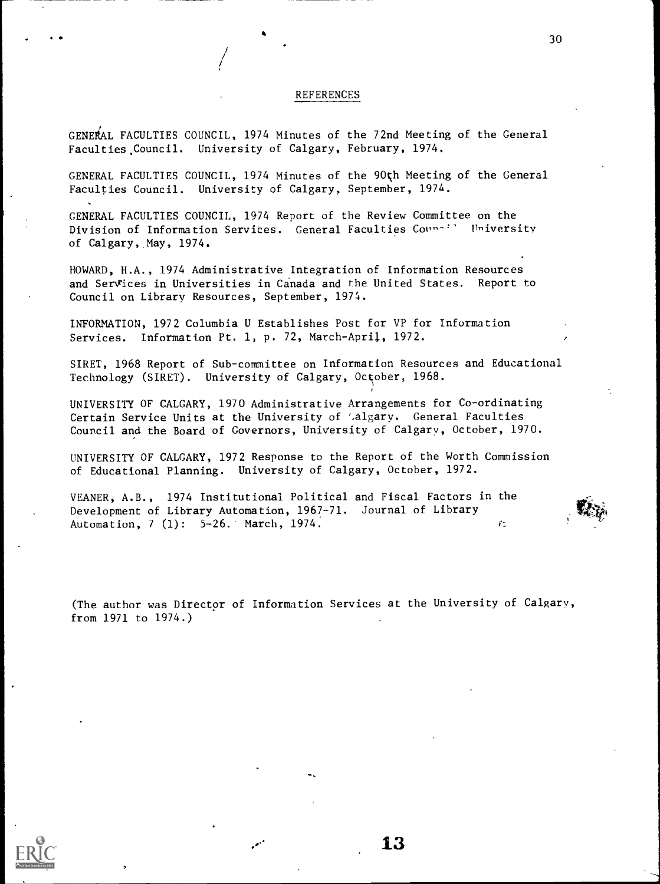## REFERENCES

GENERAL FACULTIES COUNCIL, 1974 Minutes of the 72nd Meeting of the General Faculties Council. University of Calgary, February, 1974.

GENERAL FACULTIES COUNCIL, 1974 Minutes of the 90th Meeting of the General Faculties Council. University of Calgary, September, 1974.

GENERAL FACULTIES COUNCIL, 1974 Report of the Review Committee on the Division of Information Services. General Faculties Council University of Calgary, May, 1974.

HOWARD, H.A., 1974 Administrative Integration of Information Resources and Services in Universities in Canada and the United States. Report to Council on Library Resources, September, 1974.

INFORMATION, 1972 Columbia U Establishes Post for VP for Information Services. Information Pt. 1, p. 72, March-April, 1972.

SIRET, 1968 Report of Sub-committee on Information Resources and Educational Technology (SIRET). University of Calgary, October, 1968.

UNIVERSITY OF CALGARY, 1970 Administrative Arrangements for Co-ordinating Certain Service Units at the University of Calgary. General Faculties Council and the Board of Governors, University of Calgary, October, 1970.

UNIVERSITY OF CALGARY, 1972 Response to the Report of the Worth Commission of Educational Planning. University of Calgary, October, 1972.

VEANER, A.B., 1974 Institutional Political and Fiscal Factors in the Development of Library Automation, 1967-71. Journal of Library Automation, 7 (1): 5-26. March, 1974.

(The author was Director of Information Services at the University of Calgary, from 1971 to 1974.)